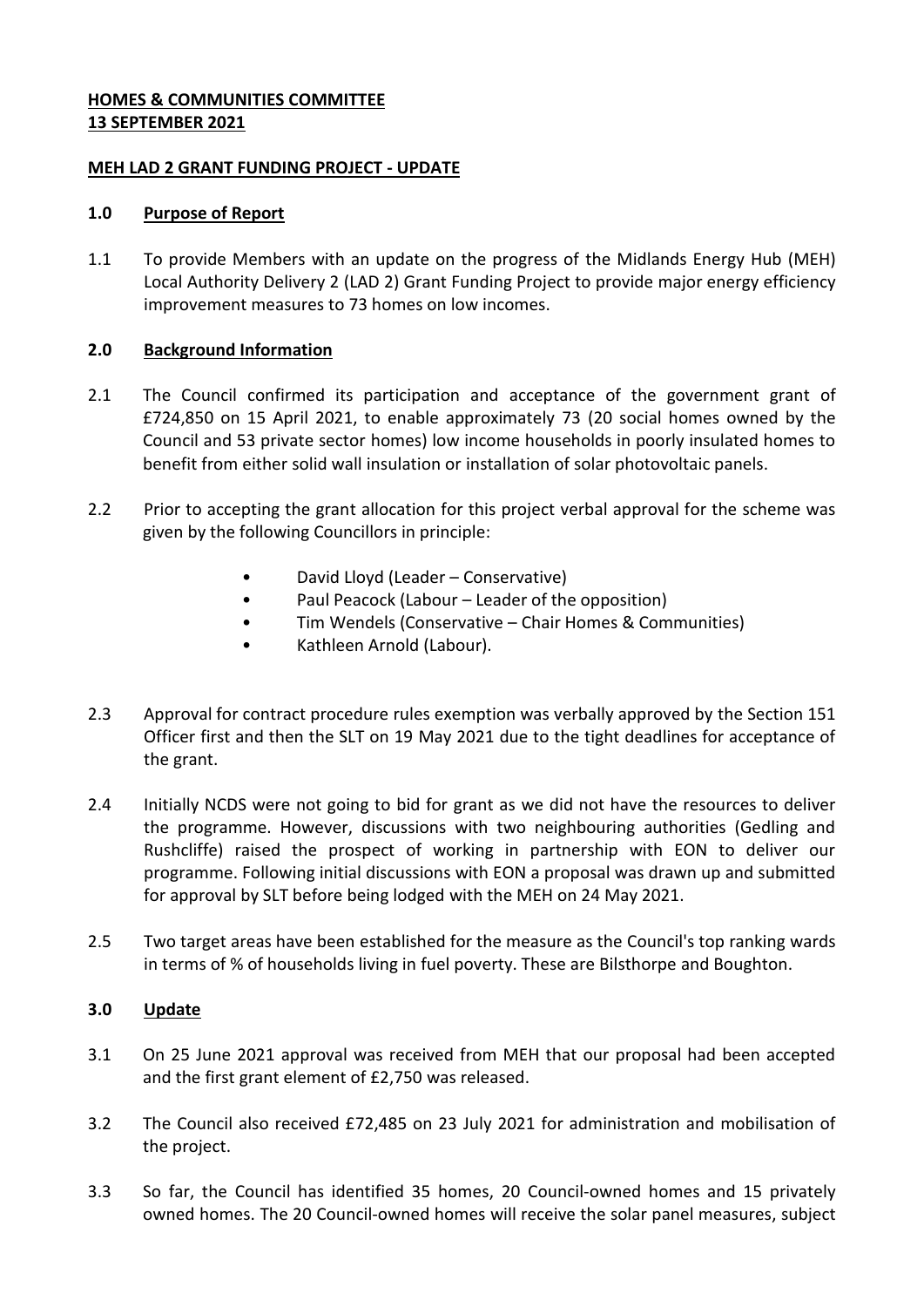**HOMES & COMMUNITIES COMMITTEE**
**13 SEPTEMBER 2021**

**MEH LAD 2 GRANT FUNDING PROJECT - UPDATE**

## 1.0 Purpose of Report

1.1 To provide Members with an update on the progress of the Midlands Energy Hub (MEH) Local Authority Delivery 2 (LAD 2) Grant Funding Project to provide major energy efficiency improvement measures to 73 homes on low incomes.

## 2.0 Background Information

2.1 The Council confirmed its participation and acceptance of the government grant of £724,850 on 15 April 2021, to enable approximately 73 (20 social homes owned by the Council and 53 private sector homes) low income households in poorly insulated homes to benefit from either solid wall insulation or installation of solar photovoltaic panels.

2.2 Prior to accepting the grant allocation for this project verbal approval for the scheme was given by the following Councillors in principle:

- David Lloyd (Leader – Conservative)
- Paul Peacock (Labour – Leader of the opposition)
- Tim Wendels (Conservative – Chair Homes & Communities)
- Kathleen Arnold (Labour).

2.3 Approval for contract procedure rules exemption was verbally approved by the Section 151 Officer first and then the SLT on 19 May 2021 due to the tight deadlines for acceptance of the grant.

2.4 Initially NCDS were not going to bid for grant as we did not have the resources to deliver the programme. However, discussions with two neighbouring authorities (Gedling and Rushcliffe) raised the prospect of working in partnership with EON to deliver our programme. Following initial discussions with EON a proposal was drawn up and submitted for approval by SLT before being lodged with the MEH on 24 May 2021.

2.5 Two target areas have been established for the measure as the Council's top ranking wards in terms of % of households living in fuel poverty. These are Bilsthorpe and Boughton.

## 3.0 Update

3.1 On 25 June 2021 approval was received from MEH that our proposal had been accepted and the first grant element of £2,750 was released.

3.2 The Council also received £72,485 on 23 July 2021 for administration and mobilisation of the project.

3.3 So far, the Council has identified 35 homes, 20 Council-owned homes and 15 privately owned homes. The 20 Council-owned homes will receive the solar panel measures, subject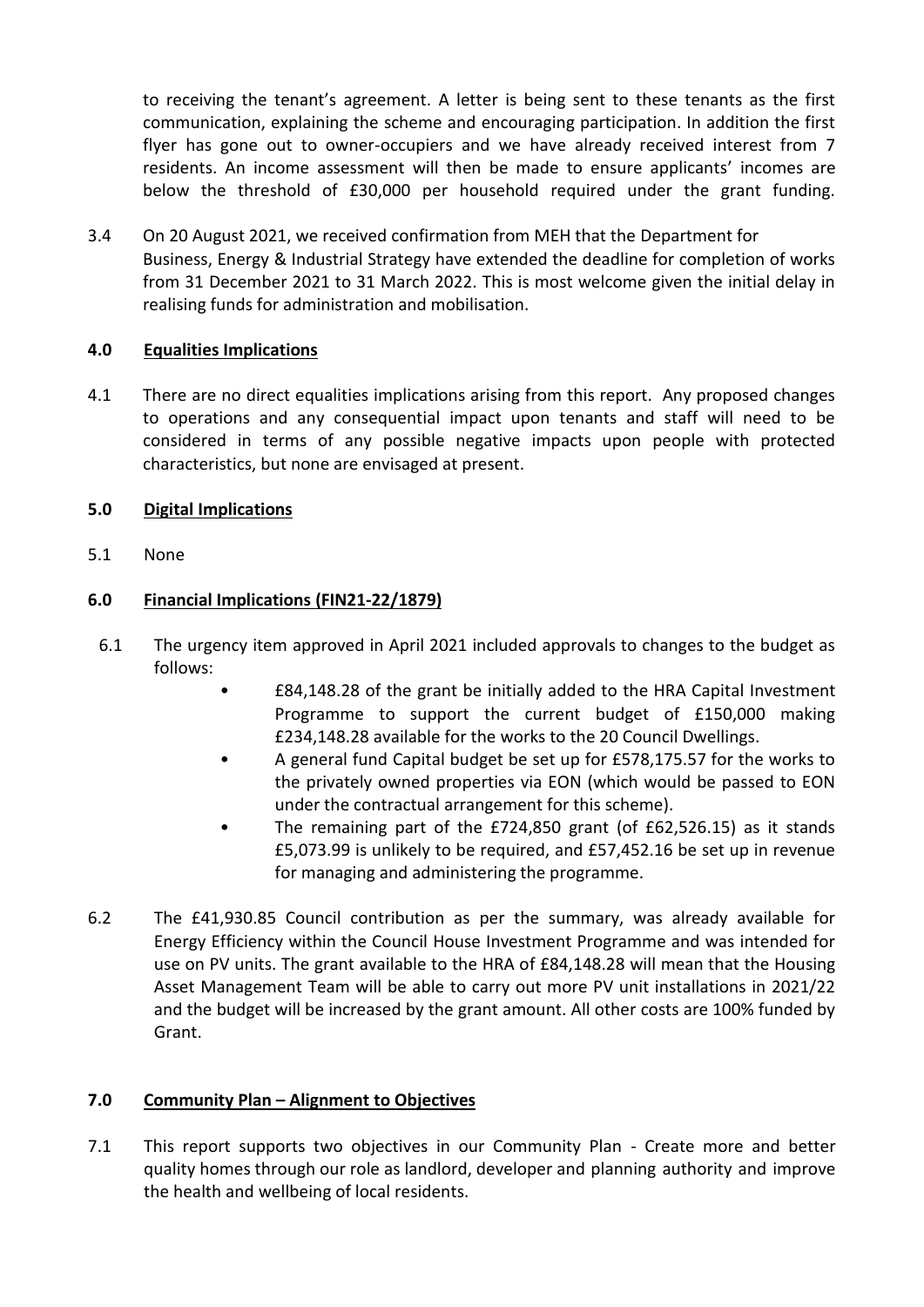to receiving the tenant's agreement. A letter is being sent to these tenants as the first communication, explaining the scheme and encouraging participation. In addition the first flyer has gone out to owner-occupiers and we have already received interest from 7 residents. An income assessment will then be made to ensure applicants' incomes are below the threshold of £30,000 per household required under the grant funding.

3.4 On 20 August 2021, we received confirmation from MEH that the Department for Business, Energy & Industrial Strategy have extended the deadline for completion of works from 31 December 2021 to 31 March 2022. This is most welcome given the initial delay in realising funds for administration and mobilisation.

## 4.0 Equalities Implications

4.1 There are no direct equalities implications arising from this report. Any proposed changes to operations and any consequential impact upon tenants and staff will need to be considered in terms of any possible negative impacts upon people with protected characteristics, but none are envisaged at present.

## 5.0 Digital Implications

5.1 None

## 6.0 Financial Implications (FIN21-22/1879)

6.1 The urgency item approved in April 2021 included approvals to changes to the budget as follows:

- £84,148.28 of the grant be initially added to the HRA Capital Investment Programme to support the current budget of £150,000 making £234,148.28 available for the works to the 20 Council Dwellings.
- A general fund Capital budget be set up for £578,175.57 for the works to the privately owned properties via EON (which would be passed to EON under the contractual arrangement for this scheme).
- The remaining part of the £724,850 grant (of £62,526.15) as it stands £5,073.99 is unlikely to be required, and £57,452.16 be set up in revenue for managing and administering the programme.

6.2 The £41,930.85 Council contribution as per the summary, was already available for Energy Efficiency within the Council House Investment Programme and was intended for use on PV units. The grant available to the HRA of £84,148.28 will mean that the Housing Asset Management Team will be able to carry out more PV unit installations in 2021/22 and the budget will be increased by the grant amount. All other costs are 100% funded by Grant.

## 7.0 Community Plan – Alignment to Objectives

7.1 This report supports two objectives in our Community Plan - Create more and better quality homes through our role as landlord, developer and planning authority and improve the health and wellbeing of local residents.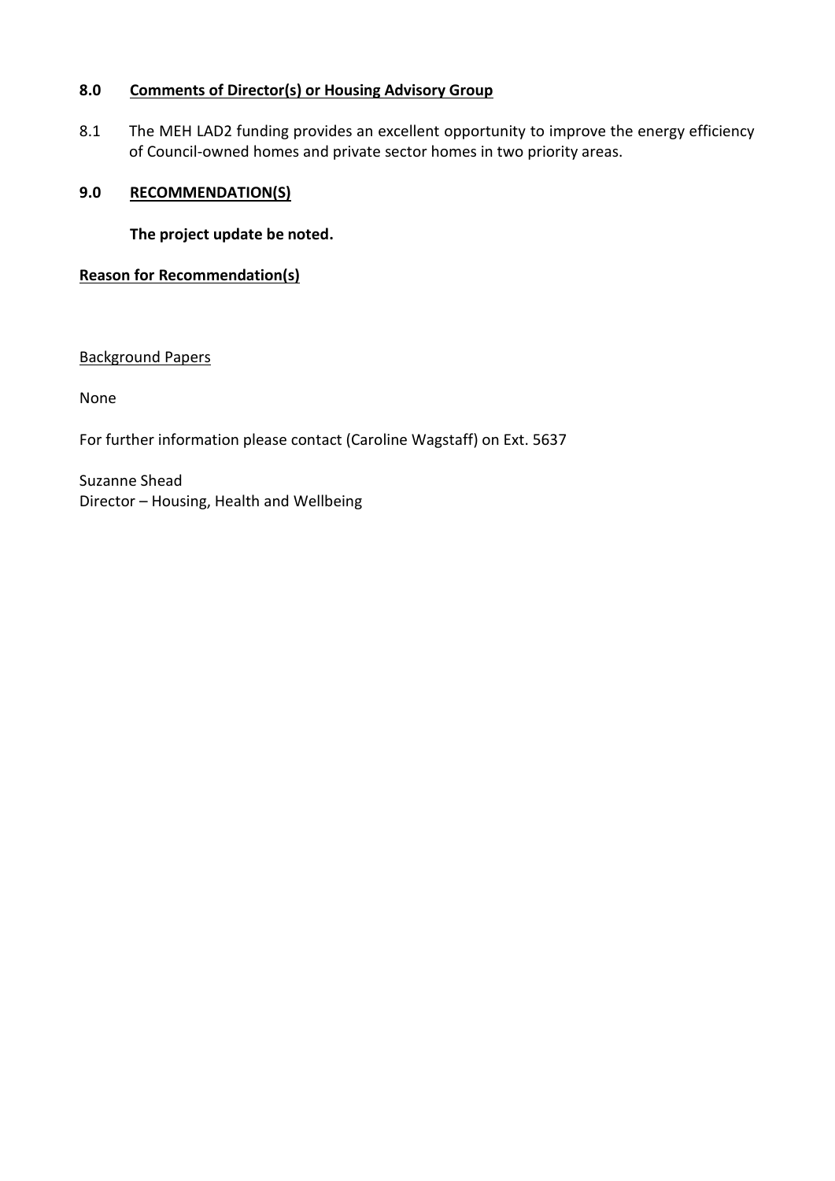## 8.0 Comments of Director(s) or Housing Advisory Group

8.1 The MEH LAD2 funding provides an excellent opportunity to improve the energy efficiency of Council-owned homes and private sector homes in two priority areas.

## 9.0 RECOMMENDATION(S)

**The project update be noted.**

**Reason for Recommendation(s)**

Background Papers

None

For further information please contact (Caroline Wagstaff) on Ext. 5637

Suzanne Shead
Director – Housing, Health and Wellbeing